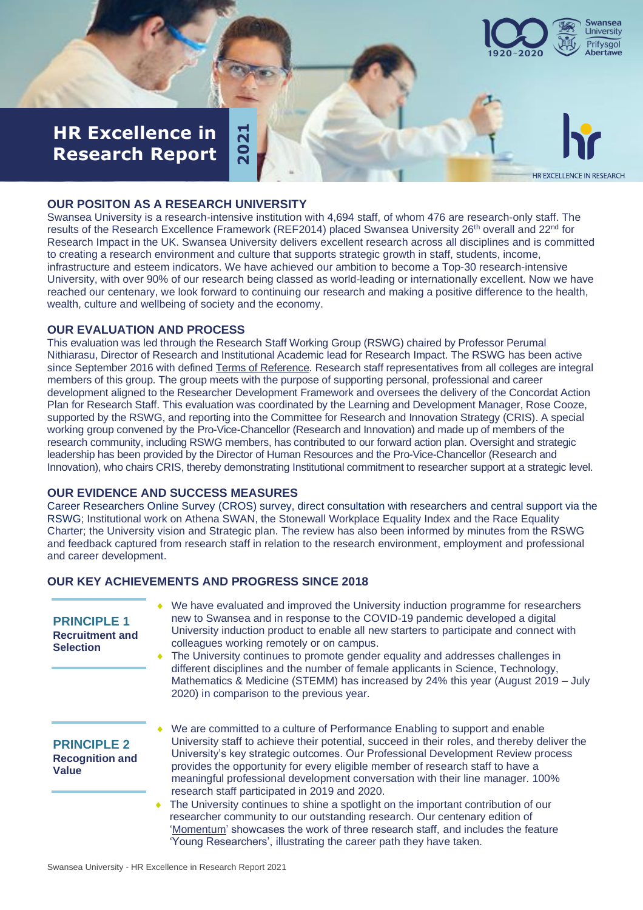# HR Excellence in Research Report 2021

## OUR POSITON AS A RESEARCH UNIVERSITY

Swansea University is a research-intensive institution with 4,694 staff, of whom 476 are research-only staff. The results of the Research Excellence Framework (REF2014) placed Swansea University 26th overall and 22nd for Research Impact in the UK. Swansea University delivers excellent research across all disciplines and is committed to creating a research environment and culture that supports strategic growth in staff, students, income, infrastructure and esteem indicators. We have achieved our ambition to become a Top-30 research-intensive University, with over 90% of our research being classed as world-leading or internationally excellent. Now we have reached our centenary, we look forward to continuing our research and making a positive difference to the health, wealth, culture and wellbeing of society and the economy.

## OUR EVALUATION AND PROCESS

This evaluation was led through the Research Staff Working Group (RSWG) chaired by Professor Perumal Nithiarasu, Director of Research and Institutional Academic lead for Research Impact. The RSWG has been active since September 2016 with defined Terms of Reference. Research staff representatives from all colleges are integral members of this group. The group meets with the purpose of supporting personal, professional and career development aligned to the Researcher Development Framework and oversees the delivery of the Concordat Action Plan for Research Staff. This evaluation was coordinated by the Learning and Development Manager, Rose Cooze, supported by the RSWG, and reporting into the Committee for Research and Innovation Strategy (CRIS). A special working group convened by the Pro-Vice-Chancellor (Research and Innovation) and made up of members of the research community, including RSWG members, has contributed to our forward action plan. Oversight and strategic leadership has been provided by the Director of Human Resources and the Pro-Vice-Chancellor (Research and Innovation), who chairs CRIS, thereby demonstrating Institutional commitment to researcher support at a strategic level.

## OUR EVIDENCE AND SUCCESS MEASURES

Career Researchers Online Survey (CROS) survey, direct consultation with researchers and central support via the RSWG; Institutional work on Athena SWAN, the Stonewall Workplace Equality Index and the Race Equality Charter; the University vision and Strategic plan. The review has also been informed by minutes from the RSWG and feedback captured from research staff in relation to the research environment, employment and professional and career development.

## OUR KEY ACHIEVEMENTS AND PROGRESS SINCE 2018

### PRINCIPLE 1 Recruitment and Selection

- We have evaluated and improved the University induction programme for researchers new to Swansea and in response to the COVID-19 pandemic developed a digital University induction product to enable all new starters to participate and connect with colleagues working remotely or on campus.
- The University continues to promote gender equality and addresses challenges in different disciplines and the number of female applicants in Science, Technology, Mathematics & Medicine (STEMM) has increased by 24% this year (August 2019 – July 2020) in comparison to the previous year.

### PRINCIPLE 2 Recognition and Value

- We are committed to a culture of Performance Enabling to support and enable University staff to achieve their potential, succeed in their roles, and thereby deliver the University's key strategic outcomes. Our Professional Development Review process provides the opportunity for every eligible member of research staff to have a meaningful professional development conversation with their line manager. 100% research staff participated in 2019 and 2020.
- The University continues to shine a spotlight on the important contribution of our researcher community to our outstanding research. Our centenary edition of 'Momentum' showcases the work of three research staff, and includes the feature 'Young Researchers', illustrating the career path they have taken.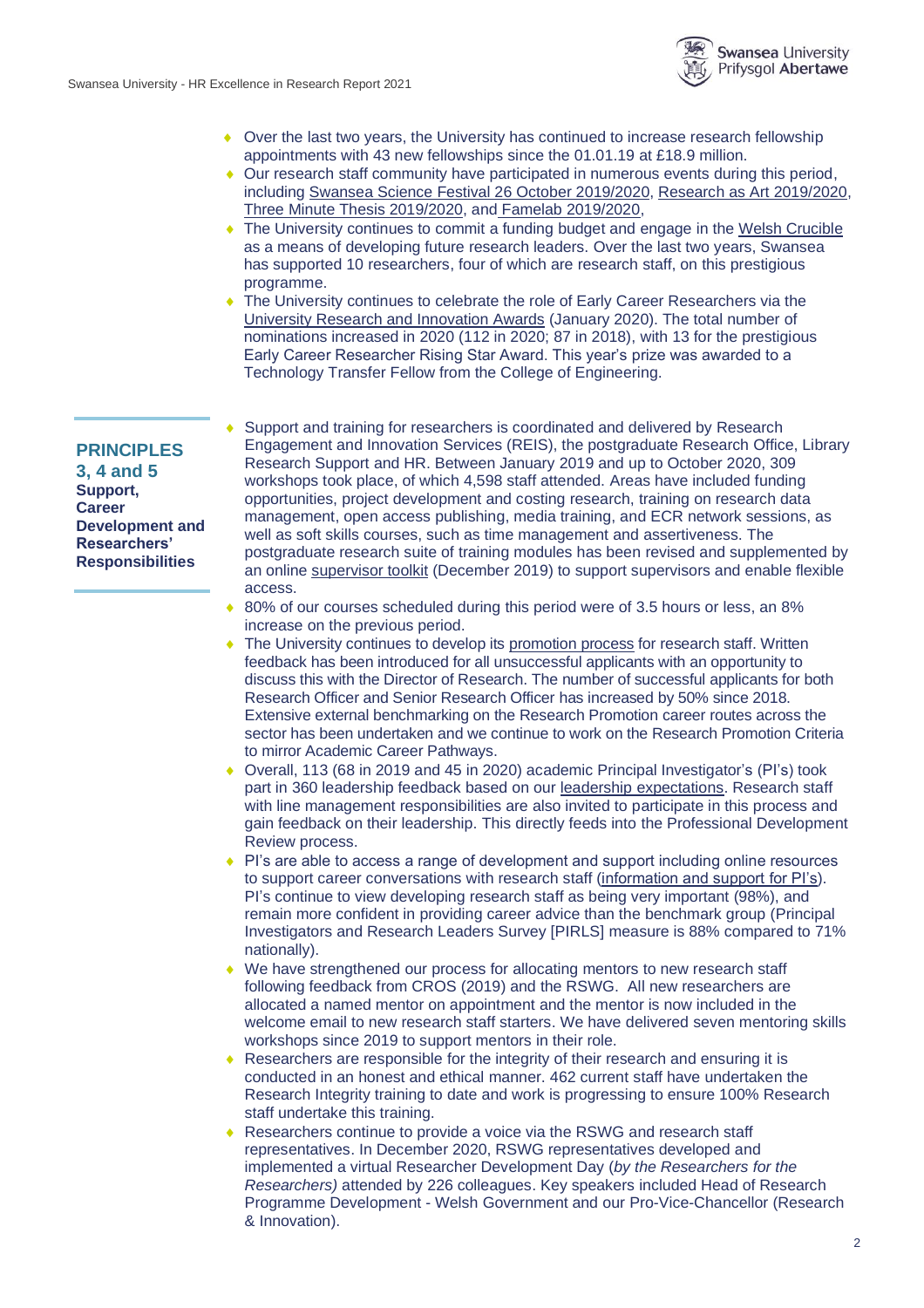- Over the last two years, the University has continued to increase research fellowship appointments with 43 new fellowships since the 01.01.19 at £18.9 million.
- Our research staff community have participated in numerous events during this period, including Swansea Science Festival 26 October 2019/2020, Research as Art 2019/2020, Three Minute Thesis 2019/2020, and Famelab 2019/2020,
- The University continues to commit a funding budget and engage in the Welsh Crucible as a means of developing future research leaders. Over the last two years, Swansea has supported 10 researchers, four of which are research staff, on this prestigious programme.
- The University continues to celebrate the role of Early Career Researchers via the University Research and Innovation Awards (January 2020). The total number of nominations increased in 2020 (112 in 2020; 87 in 2018), with 13 for the prestigious Early Career Researcher Rising Star Award. This year's prize was awarded to a Technology Transfer Fellow from the College of Engineering.

## PRINCIPLES 3, 4 and 5

**Support, Career Development and Researchers' Responsibilities**

- Support and training for researchers is coordinated and delivered by Research Engagement and Innovation Services (REIS), the postgraduate Research Office, Library Research Support and HR. Between January 2019 and up to October 2020, 309 workshops took place, of which 4,598 staff attended. Areas have included funding opportunities, project development and costing research, training on research data management, open access publishing, media training, and ECR network sessions, as well as soft skills courses, such as time management and assertiveness. The postgraduate research suite of training modules has been revised and supplemented by an online supervisor toolkit (December 2019) to support supervisors and enable flexible access.
- 80% of our courses scheduled during this period were of 3.5 hours or less, an 8% increase on the previous period.
- The University continues to develop its promotion process for research staff. Written feedback has been introduced for all unsuccessful applicants with an opportunity to discuss this with the Director of Research. The number of successful applicants for both Research Officer and Senior Research Officer has increased by 50% since 2018. Extensive external benchmarking on the Research Promotion career routes across the sector has been undertaken and we continue to work on the Research Promotion Criteria to mirror Academic Career Pathways.
- Overall, 113 (68 in 2019 and 45 in 2020) academic Principal Investigator's (PI's) took part in 360 leadership feedback based on our leadership expectations. Research staff with line management responsibilities are also invited to participate in this process and gain feedback on their leadership. This directly feeds into the Professional Development Review process.
- PI's are able to access a range of development and support including online resources to support career conversations with research staff (information and support for PI's). PI's continue to view developing research staff as being very important (98%), and remain more confident in providing career advice than the benchmark group (Principal Investigators and Research Leaders Survey [PIRLS] measure is 88% compared to 71% nationally).
- We have strengthened our process for allocating mentors to new research staff following feedback from CROS (2019) and the RSWG. All new researchers are allocated a named mentor on appointment and the mentor is now included in the welcome email to new research staff starters. We have delivered seven mentoring skills workshops since 2019 to support mentors in their role.
- Researchers are responsible for the integrity of their research and ensuring it is conducted in an honest and ethical manner. 462 current staff have undertaken the Research Integrity training to date and work is progressing to ensure 100% Research staff undertake this training.
- Researchers continue to provide a voice via the RSWG and research staff representatives. In December 2020, RSWG representatives developed and implemented a virtual Researcher Development Day (*by the Researchers for the Researchers)* attended by 226 colleagues. Key speakers included Head of Research Programme Development - Welsh Government and our Pro-Vice-Chancellor (Research & Innovation).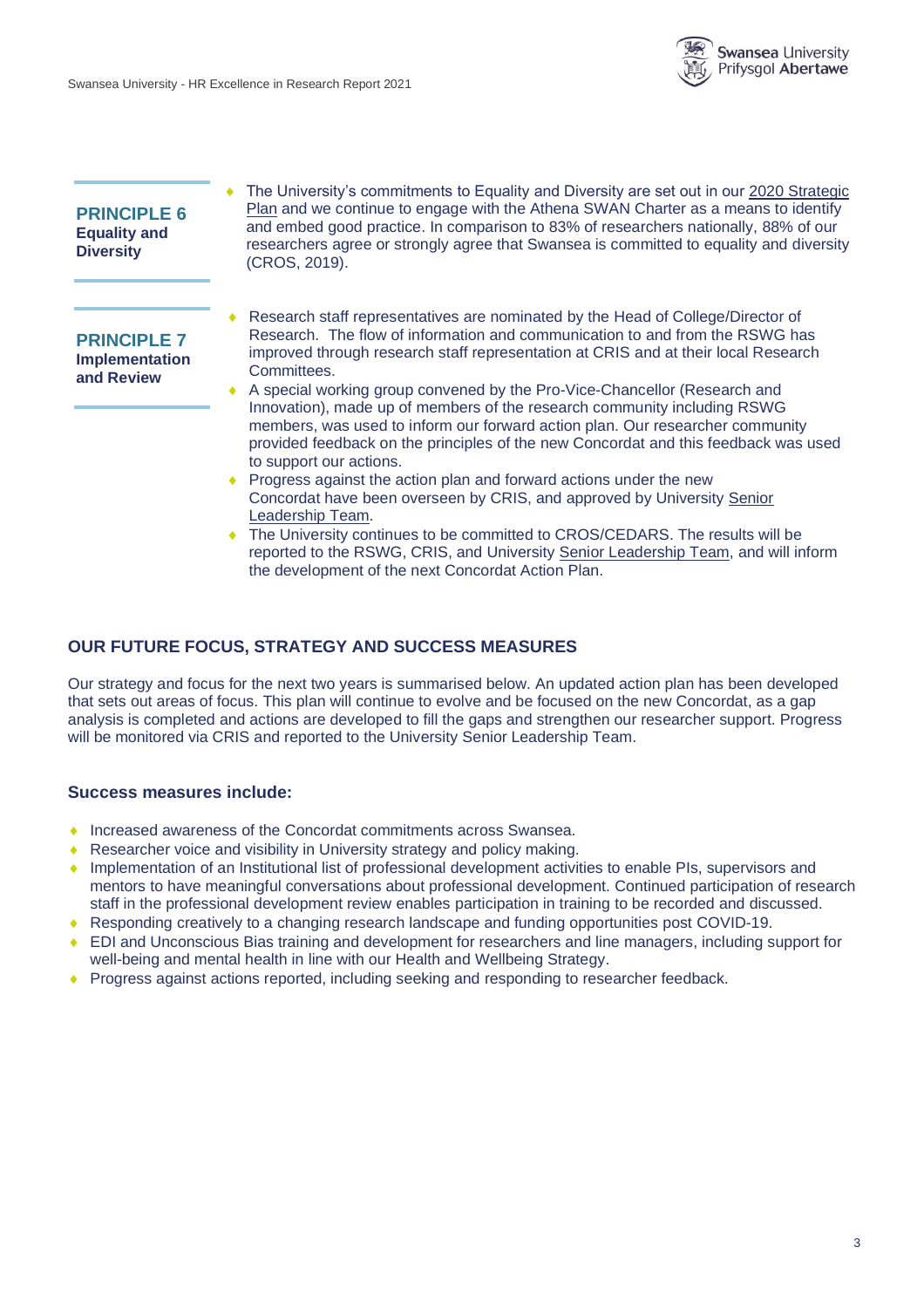## PRINCIPLE 6
**Equality and Diversity**

- The University's commitments to Equality and Diversity are set out in our 2020 Strategic Plan and we continue to engage with the Athena SWAN Charter as a means to identify and embed good practice. In comparison to 83% of researchers nationally, 88% of our researchers agree or strongly agree that Swansea is committed to equality and diversity (CROS, 2019).

## PRINCIPLE 7
**Implementation and Review**

- Research staff representatives are nominated by the Head of College/Director of Research. The flow of information and communication to and from the RSWG has improved through research staff representation at CRIS and at their local Research Committees.
- A special working group convened by the Pro-Vice-Chancellor (Research and Innovation), made up of members of the research community including RSWG members, was used to inform our forward action plan. Our researcher community provided feedback on the principles of the new Concordat and this feedback was used to support our actions.
- Progress against the action plan and forward actions under the new Concordat have been overseen by CRIS, and approved by University Senior Leadership Team.
- The University continues to be committed to CROS/CEDARS. The results will be reported to the RSWG, CRIS, and University Senior Leadership Team, and will inform the development of the next Concordat Action Plan.

## OUR FUTURE FOCUS, STRATEGY AND SUCCESS MEASURES

Our strategy and focus for the next two years is summarised below. An updated action plan has been developed that sets out areas of focus. This plan will continue to evolve and be focused on the new Concordat, as a gap analysis is completed and actions are developed to fill the gaps and strengthen our researcher support. Progress will be monitored via CRIS and reported to the University Senior Leadership Team.

### Success measures include:

- Increased awareness of the Concordat commitments across Swansea.
- Researcher voice and visibility in University strategy and policy making.
- Implementation of an Institutional list of professional development activities to enable PIs, supervisors and mentors to have meaningful conversations about professional development. Continued participation of research staff in the professional development review enables participation in training to be recorded and discussed.
- Responding creatively to a changing research landscape and funding opportunities post COVID-19.
- EDI and Unconscious Bias training and development for researchers and line managers, including support for well-being and mental health in line with our Health and Wellbeing Strategy.
- Progress against actions reported, including seeking and responding to researcher feedback.